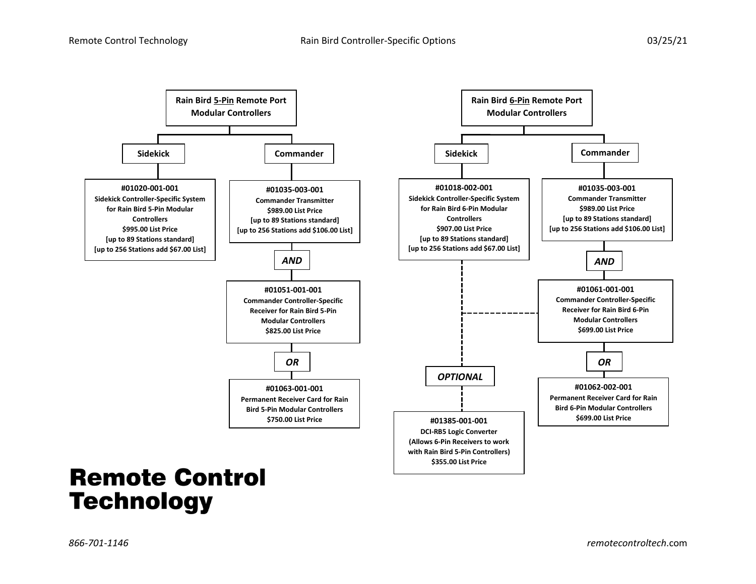# Rain Bird Controller-Specific Options

## Rain Bird **5-Pin** Remote Port Modular Controllers

### Sidekick

**#01020-001-001**
**Sidekick Controller-Specific System for Rain Bird 5-Pin Modular Controllers**
**$995.00 List Price**
**[up to 89 Stations standard]**
**[up to 256 Stations add $67.00 List]**

### Commander

**#01035-003-001**
**Commander Transmitter**
**$989.00 List Price**
**[up to 89 Stations standard]**
**[up to 256 Stations add $106.00 List]**

***AND***

**#01051-001-001**
**Commander Controller-Specific Receiver for Rain Bird 5-Pin Modular Controllers**
**$825.00 List Price**

***OR***

**#01063-001-001**
**Permanent Receiver Card for Rain Bird 5-Pin Modular Controllers**
**$750.00 List Price**

## Rain Bird **6-Pin** Remote Port Modular Controllers

### Sidekick

**#01018-002-001**
**Sidekick Controller-Specific System for Rain Bird 6-Pin Modular Controllers**
**$907.00 List Price**
**[up to 89 Stations standard]**
**[up to 256 Stations add $67.00 List]**

### Commander

**#01035-003-001**
**Commander Transmitter**
**$989.00 List Price**
**[up to 89 Stations standard]**
**[up to 256 Stations add $106.00 List]**

***AND***

**#01061-001-001**
**Commander Controller-Specific Receiver for Rain Bird 6-Pin Modular Controllers**
**$699.00 List Price**

***OR***

**#01062-002-001**
**Permanent Receiver Card for Rain Bird 6-Pin Modular Controllers**
**$699.00 List Price**

### ***OPTIONAL*** (for Sidekick #01018-002-001 or Commander Receiver #01061-001-001)

**#01385-001-001**
**DCI-RB5 Logic Converter**
**(Allows 6-Pin Receivers to work with Rain Bird 5-Pin Controllers)**
**$355.00 List Price**

---

**Remote Control Technology**

*866-701-1146*

*remotecontroltech*.com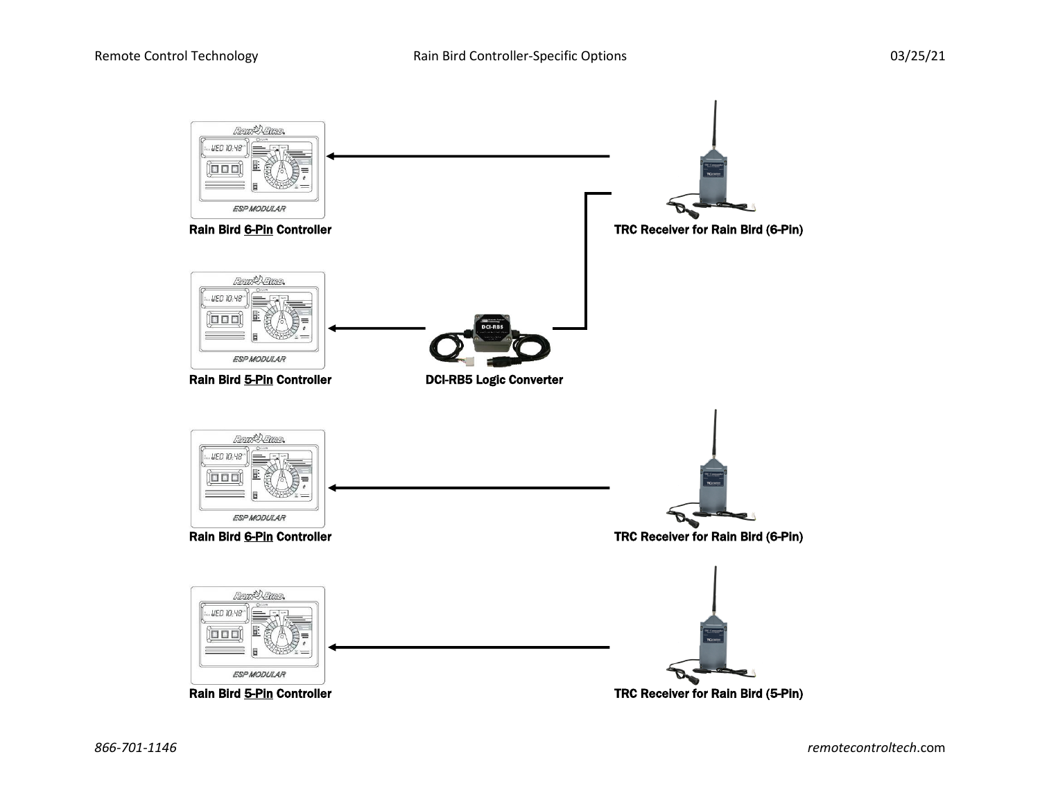Rain Bird 6-Pin Controller

TRC Receiver for Rain Bird (6-Pin)

Rain Bird 5-Pin Controller

DCI-RB5 Logic Converter

Rain Bird 6-Pin Controller

TRC Receiver for Rain Bird (6-Pin)

Rain Bird 5-Pin Controller

TRC Receiver for Rain Bird (5-Pin)